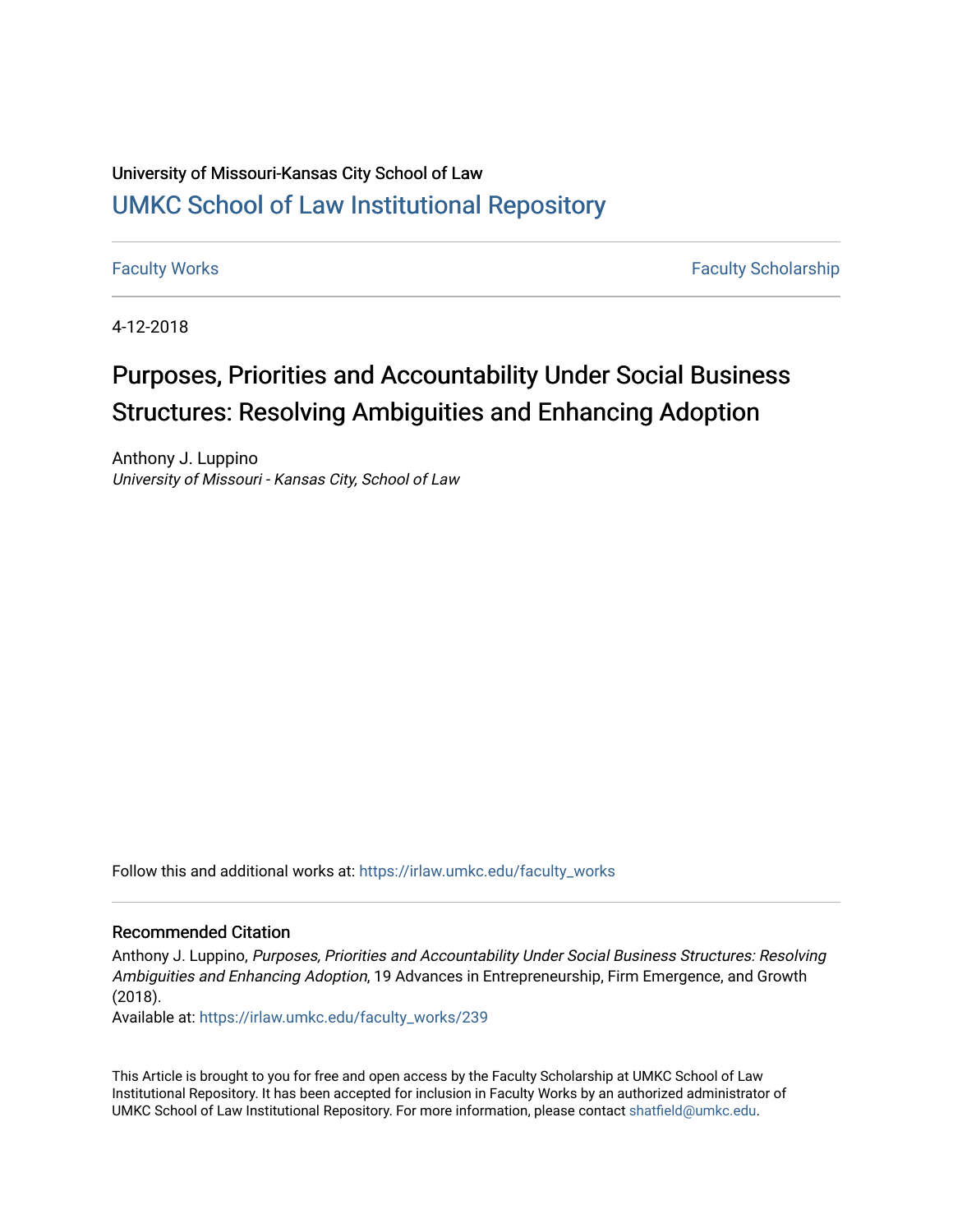University of Missouri-Kansas City School of Law

# UMKC School of Law Institutional Repository

Faculty Works | Faculty Scholarship

4-12-2018

# Purposes, Priorities and Accountability Under Social Business Structures: Resolving Ambiguities and Enhancing Adoption

Anthony J. Luppino
*University of Missouri - Kansas City, School of Law*

Follow this and additional works at: https://irlaw.umkc.edu/faculty_works

## Recommended Citation

Anthony J. Luppino, *Purposes, Priorities and Accountability Under Social Business Structures: Resolving Ambiguities and Enhancing Adoption*, 19 Advances in Entrepreneurship, Firm Emergence, and Growth (2018).
Available at: https://irlaw.umkc.edu/faculty_works/239

This Article is brought to you for free and open access by the Faculty Scholarship at UMKC School of Law Institutional Repository. It has been accepted for inclusion in Faculty Works by an authorized administrator of UMKC School of Law Institutional Repository. For more information, please contact shatfield@umkc.edu.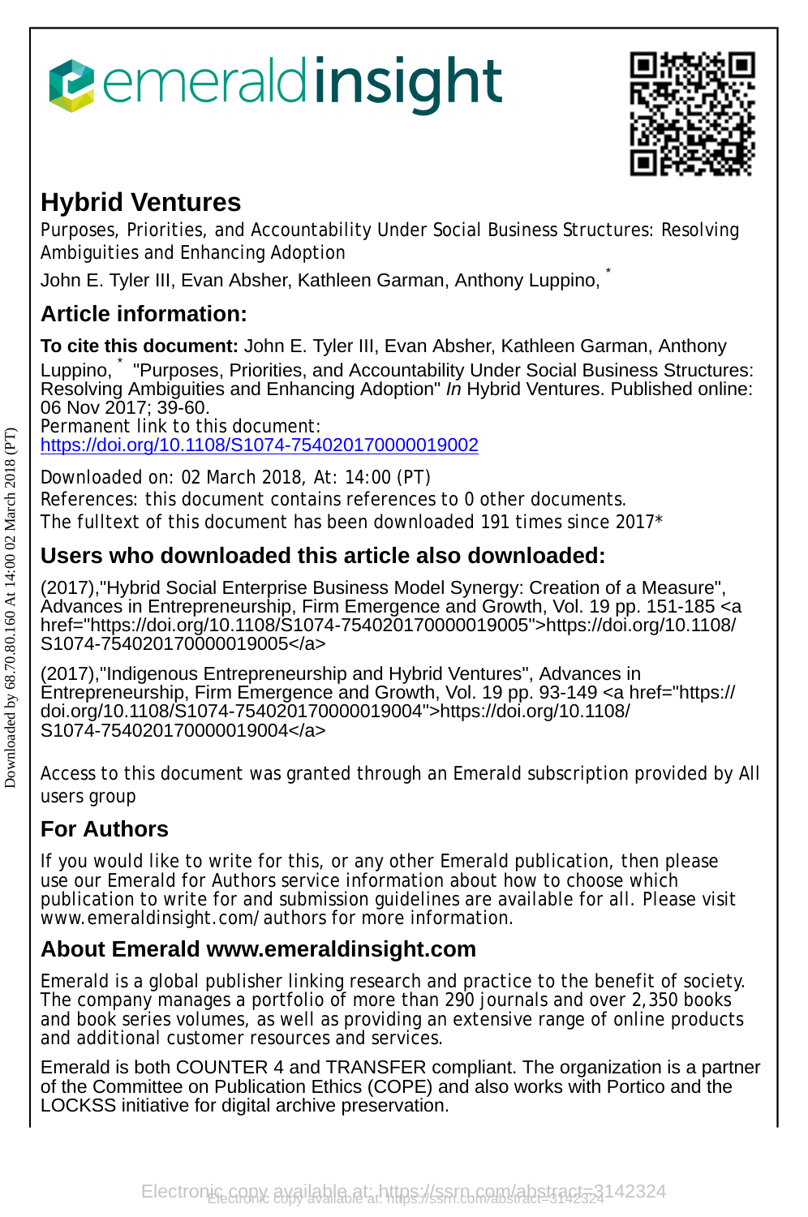# Hybrid Ventures

Purposes, Priorities, and Accountability Under Social Business Structures: Resolving Ambiguities and Enhancing Adoption

John E. Tyler III, Evan Absher, Kathleen Garman, Anthony Luppino, *

## Article information:

**To cite this document:** John E. Tyler III, Evan Absher, Kathleen Garman, Anthony Luppino, * "Purposes, Priorities, and Accountability Under Social Business Structures: Resolving Ambiguities and Enhancing Adoption" *In* Hybrid Ventures. Published online: 06 Nov 2017; 39-60.

Permanent link to this document:
https://doi.org/10.1108/S1074-754020170000019002

Downloaded on: 02 March 2018, At: 14:00 (PT)

References: this document contains references to 0 other documents.

The fulltext of this document has been downloaded 191 times since 2017*

## Users who downloaded this article also downloaded:

(2017),"Hybrid Social Enterprise Business Model Synergy: Creation of a Measure", Advances in Entrepreneurship, Firm Emergence and Growth, Vol. 19 pp. 151-185 <a href="https://doi.org/10.1108/S1074-754020170000019005">https://doi.org/10.1108/S1074-754020170000019005</a>

(2017),"Indigenous Entrepreneurship and Hybrid Ventures", Advances in Entrepreneurship, Firm Emergence and Growth, Vol. 19 pp. 93-149 <a href="https://doi.org/10.1108/S1074-754020170000019004">https://doi.org/10.1108/S1074-754020170000019004</a>

Access to this document was granted through an Emerald subscription provided by All users group

## For Authors

If you would like to write for this, or any other Emerald publication, then please use our Emerald for Authors service information about how to choose which publication to write for and submission guidelines are available for all. Please visit www.emeraldinsight.com/authors for more information.

## About Emerald www.emeraldinsight.com

Emerald is a global publisher linking research and practice to the benefit of society. The company manages a portfolio of more than 290 journals and over 2,350 books and book series volumes, as well as providing an extensive range of online products and additional customer resources and services.

Emerald is both COUNTER 4 and TRANSFER compliant. The organization is a partner of the Committee on Publication Ethics (COPE) and also works with Portico and the LOCKSS initiative for digital archive preservation.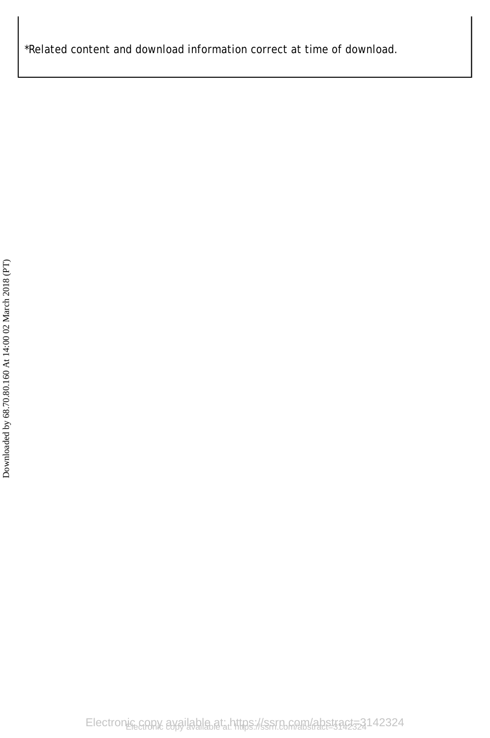*Related content and download information correct at time of download.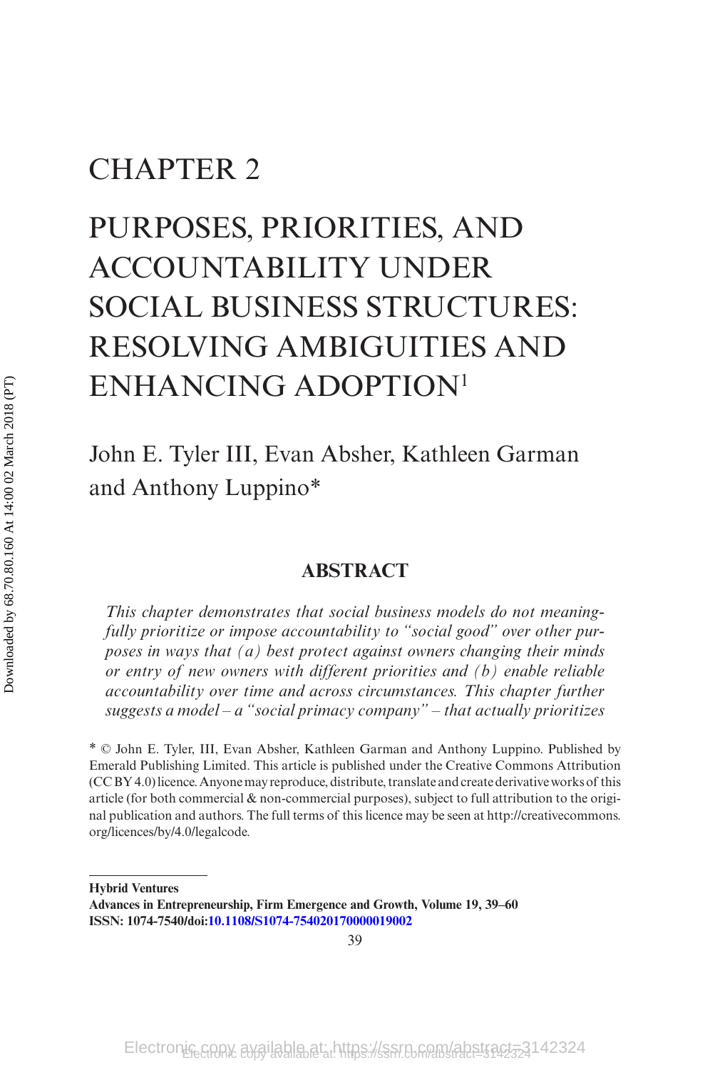# CHAPTER 2

# PURPOSES, PRIORITIES, AND ACCOUNTABILITY UNDER SOCIAL BUSINESS STRUCTURES: RESOLVING AMBIGUITIES AND ENHANCING ADOPTION[1]

John E. Tyler III, Evan Absher, Kathleen Garman and Anthony Luppino*

## ABSTRACT

*This chapter demonstrates that social business models do not meaningfully prioritize or impose accountability to "social good" over other purposes in ways that (a) best protect against owners changing their minds or entry of new owners with different priorities and (b) enable reliable accountability over time and across circumstances. This chapter further suggests a model – a "social primacy company" – that actually prioritizes*

* © John E. Tyler, III, Evan Absher, Kathleen Garman and Anthony Luppino. Published by Emerald Publishing Limited. This article is published under the Creative Commons Attribution (CC BY 4.0) licence. Anyone may reproduce, distribute, translate and create derivative works of this article (for both commercial & non-commercial purposes), subject to full attribution to the original publication and authors. The full terms of this licence may be seen at http://creativecommons.org/licences/by/4.0/legalcode.

**Hybrid Ventures**
**Advances in Entrepreneurship, Firm Emergence and Growth, Volume 19, 39–60**
**ISSN: 1074-7540/doi:10.1108/S1074-754020170000019002**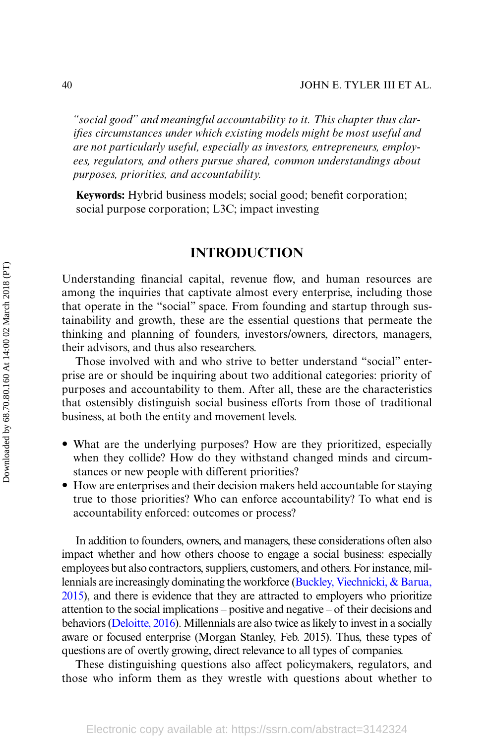*"social good" and meaningful accountability to it. This chapter thus clarifies circumstances under which existing models might be most useful and are not particularly useful, especially as investors, entrepreneurs, employees, regulators, and others pursue shared, common understandings about purposes, priorities, and accountability.*

**Keywords:** Hybrid business models; social good; benefit corporation; social purpose corporation; L3C; impact investing

## INTRODUCTION

Understanding financial capital, revenue flow, and human resources are among the inquiries that captivate almost every enterprise, including those that operate in the "social" space. From founding and startup through sustainability and growth, these are the essential questions that permeate the thinking and planning of founders, investors/owners, directors, managers, their advisors, and thus also researchers.

Those involved with and who strive to better understand "social" enterprise are or should be inquiring about two additional categories: priority of purposes and accountability to them. After all, these are the characteristics that ostensibly distinguish social business efforts from those of traditional business, at both the entity and movement levels.

- What are the underlying purposes? How are they prioritized, especially when they collide? How do they withstand changed minds and circumstances or new people with different priorities?
- How are enterprises and their decision makers held accountable for staying true to those priorities? Who can enforce accountability? To what end is accountability enforced: outcomes or process?

In addition to founders, owners, and managers, these considerations often also impact whether and how others choose to engage a social business: especially employees but also contractors, suppliers, customers, and others. For instance, millennials are increasingly dominating the workforce (Buckley, Viechnicki, & Barua, 2015), and there is evidence that they are attracted to employers who prioritize attention to the social implications – positive and negative – of their decisions and behaviors (Deloitte, 2016). Millennials are also twice as likely to invest in a socially aware or focused enterprise (Morgan Stanley, Feb. 2015). Thus, these types of questions are of overtly growing, direct relevance to all types of companies.

These distinguishing questions also affect policymakers, regulators, and those who inform them as they wrestle with questions about whether to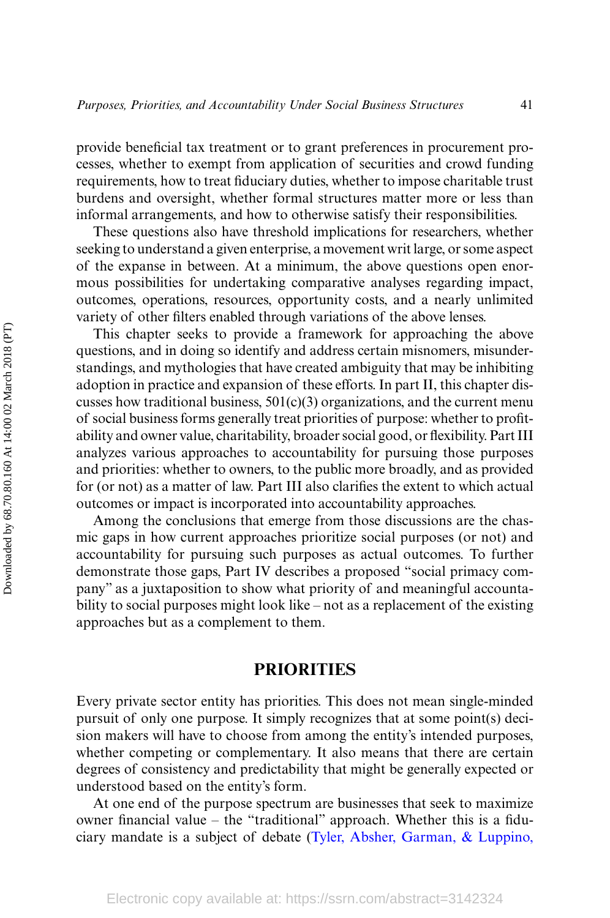provide beneficial tax treatment or to grant preferences in procurement processes, whether to exempt from application of securities and crowd funding requirements, how to treat fiduciary duties, whether to impose charitable trust burdens and oversight, whether formal structures matter more or less than informal arrangements, and how to otherwise satisfy their responsibilities.

These questions also have threshold implications for researchers, whether seeking to understand a given enterprise, a movement writ large, or some aspect of the expanse in between. At a minimum, the above questions open enormous possibilities for undertaking comparative analyses regarding impact, outcomes, operations, resources, opportunity costs, and a nearly unlimited variety of other filters enabled through variations of the above lenses.

This chapter seeks to provide a framework for approaching the above questions, and in doing so identify and address certain misnomers, misunderstandings, and mythologies that have created ambiguity that may be inhibiting adoption in practice and expansion of these efforts. In part II, this chapter discusses how traditional business, 501(c)(3) organizations, and the current menu of social business forms generally treat priorities of purpose: whether to profitability and owner value, charitability, broader social good, or flexibility. Part III analyzes various approaches to accountability for pursuing those purposes and priorities: whether to owners, to the public more broadly, and as provided for (or not) as a matter of law. Part III also clarifies the extent to which actual outcomes or impact is incorporated into accountability approaches.

Among the conclusions that emerge from those discussions are the chasmic gaps in how current approaches prioritize social purposes (or not) and accountability for pursuing such purposes as actual outcomes. To further demonstrate those gaps, Part IV describes a proposed "social primacy company" as a juxtaposition to show what priority of and meaningful accountability to social purposes might look like – not as a replacement of the existing approaches but as a complement to them.

## PRIORITIES

Every private sector entity has priorities. This does not mean single-minded pursuit of only one purpose. It simply recognizes that at some point(s) decision makers will have to choose from among the entity's intended purposes, whether competing or complementary. It also means that there are certain degrees of consistency and predictability that might be generally expected or understood based on the entity's form.

At one end of the purpose spectrum are businesses that seek to maximize owner financial value – the "traditional" approach. Whether this is a fiduciary mandate is a subject of debate (Tyler, Absher, Garman, & Luppino,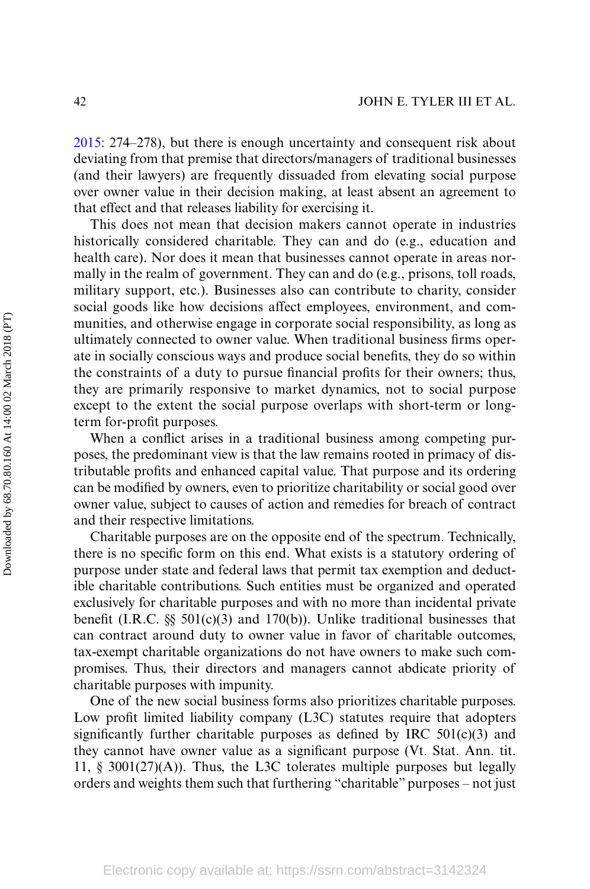2015: 274–278), but there is enough uncertainty and consequent risk about deviating from that premise that directors/managers of traditional businesses (and their lawyers) are frequently dissuaded from elevating social purpose over owner value in their decision making, at least absent an agreement to that effect and that releases liability for exercising it.

This does not mean that decision makers cannot operate in industries historically considered charitable. They can and do (e.g., education and health care). Nor does it mean that businesses cannot operate in areas normally in the realm of government. They can and do (e.g., prisons, toll roads, military support, etc.). Businesses also can contribute to charity, consider social goods like how decisions affect employees, environment, and communities, and otherwise engage in corporate social responsibility, as long as ultimately connected to owner value. When traditional business firms operate in socially conscious ways and produce social benefits, they do so within the constraints of a duty to pursue financial profits for their owners; thus, they are primarily responsive to market dynamics, not to social purpose except to the extent the social purpose overlaps with short-term or long-term for-profit purposes.

When a conflict arises in a traditional business among competing purposes, the predominant view is that the law remains rooted in primacy of distributable profits and enhanced capital value. That purpose and its ordering can be modified by owners, even to prioritize charitability or social good over owner value, subject to causes of action and remedies for breach of contract and their respective limitations.

Charitable purposes are on the opposite end of the spectrum. Technically, there is no specific form on this end. What exists is a statutory ordering of purpose under state and federal laws that permit tax exemption and deductible charitable contributions. Such entities must be organized and operated exclusively for charitable purposes and with no more than incidental private benefit (I.R.C. §§ 501(c)(3) and 170(b)). Unlike traditional businesses that can contract around duty to owner value in favor of charitable outcomes, tax-exempt charitable organizations do not have owners to make such compromises. Thus, their directors and managers cannot abdicate priority of charitable purposes with impunity.

One of the new social business forms also prioritizes charitable purposes. Low profit limited liability company (L3C) statutes require that adopters significantly further charitable purposes as defined by IRC 501(c)(3) and they cannot have owner value as a significant purpose (Vt. Stat. Ann. tit. 11, § 3001(27)(A)). Thus, the L3C tolerates multiple purposes but legally orders and weights them such that furthering "charitable" purposes – not just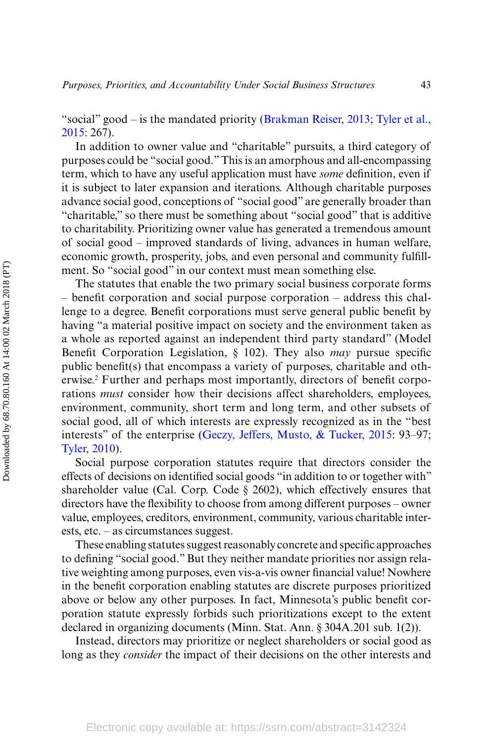"social" good – is the mandated priority (Brakman Reiser, 2013; Tyler et al., 2015: 267).

In addition to owner value and "charitable" pursuits, a third category of purposes could be "social good." This is an amorphous and all-encompassing term, which to have any useful application must have *some* definition, even if it is subject to later expansion and iterations. Although charitable purposes advance social good, conceptions of "social good" are generally broader than "charitable," so there must be something about "social good" that is additive to charitability. Prioritizing owner value has generated a tremendous amount of social good – improved standards of living, advances in human welfare, economic growth, prosperity, jobs, and even personal and community fulfillment. So "social good" in our context must mean something else.

The statutes that enable the two primary social business corporate forms – benefit corporation and social purpose corporation – address this challenge to a degree. Benefit corporations must serve general public benefit by having "a material positive impact on society and the environment taken as a whole as reported against an independent third party standard" (Model Benefit Corporation Legislation, § 102). They also *may* pursue specific public benefit(s) that encompass a variety of purposes, charitable and otherwise.[2] Further and perhaps most importantly, directors of benefit corporations *must* consider how their decisions affect shareholders, employees, environment, community, short term and long term, and other subsets of social good, all of which interests are expressly recognized as in the "best interests" of the enterprise (Geczy, Jeffers, Musto, & Tucker, 2015: 93–97; Tyler, 2010).

Social purpose corporation statutes require that directors consider the effects of decisions on identified social goods "in addition to or together with" shareholder value (Cal. Corp. Code § 2602), which effectively ensures that directors have the flexibility to choose from among different purposes – owner value, employees, creditors, environment, community, various charitable interests, etc. – as circumstances suggest.

These enabling statutes suggest reasonably concrete and specific approaches to defining "social good." But they neither mandate priorities nor assign relative weighting among purposes, even vis-a-vis owner financial value! Nowhere in the benefit corporation enabling statutes are discrete purposes prioritized above or below any other purposes. In fact, Minnesota's public benefit corporation statute expressly forbids such prioritizations except to the extent declared in organizing documents (Minn. Stat. Ann. § 304A.201 sub. 1(2)).

Instead, directors may prioritize or neglect shareholders or social good as long as they *consider* the impact of their decisions on the other interests and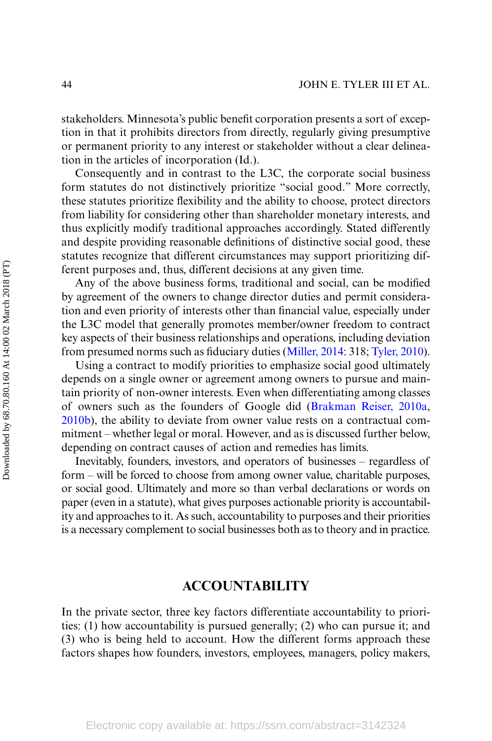stakeholders. Minnesota's public benefit corporation presents a sort of exception in that it prohibits directors from directly, regularly giving presumptive or permanent priority to any interest or stakeholder without a clear delineation in the articles of incorporation (Id.).

Consequently and in contrast to the L3C, the corporate social business form statutes do not distinctively prioritize "social good." More correctly, these statutes prioritize flexibility and the ability to choose, protect directors from liability for considering other than shareholder monetary interests, and thus explicitly modify traditional approaches accordingly. Stated differently and despite providing reasonable definitions of distinctive social good, these statutes recognize that different circumstances may support prioritizing different purposes and, thus, different decisions at any given time.

Any of the above business forms, traditional and social, can be modified by agreement of the owners to change director duties and permit consideration and even priority of interests other than financial value, especially under the L3C model that generally promotes member/owner freedom to contract key aspects of their business relationships and operations, including deviation from presumed norms such as fiduciary duties (Miller, 2014: 318; Tyler, 2010).

Using a contract to modify priorities to emphasize social good ultimately depends on a single owner or agreement among owners to pursue and maintain priority of non-owner interests. Even when differentiating among classes of owners such as the founders of Google did (Brakman Reiser, 2010a, 2010b), the ability to deviate from owner value rests on a contractual commitment – whether legal or moral. However, and as is discussed further below, depending on contract causes of action and remedies has limits.

Inevitably, founders, investors, and operators of businesses – regardless of form – will be forced to choose from among owner value, charitable purposes, or social good. Ultimately and more so than verbal declarations or words on paper (even in a statute), what gives purposes actionable priority is accountability and approaches to it. As such, accountability to purposes and their priorities is a necessary complement to social businesses both as to theory and in practice.

## ACCOUNTABILITY

In the private sector, three key factors differentiate accountability to priorities: (1) how accountability is pursued generally; (2) who can pursue it; and (3) who is being held to account. How the different forms approach these factors shapes how founders, investors, employees, managers, policy makers,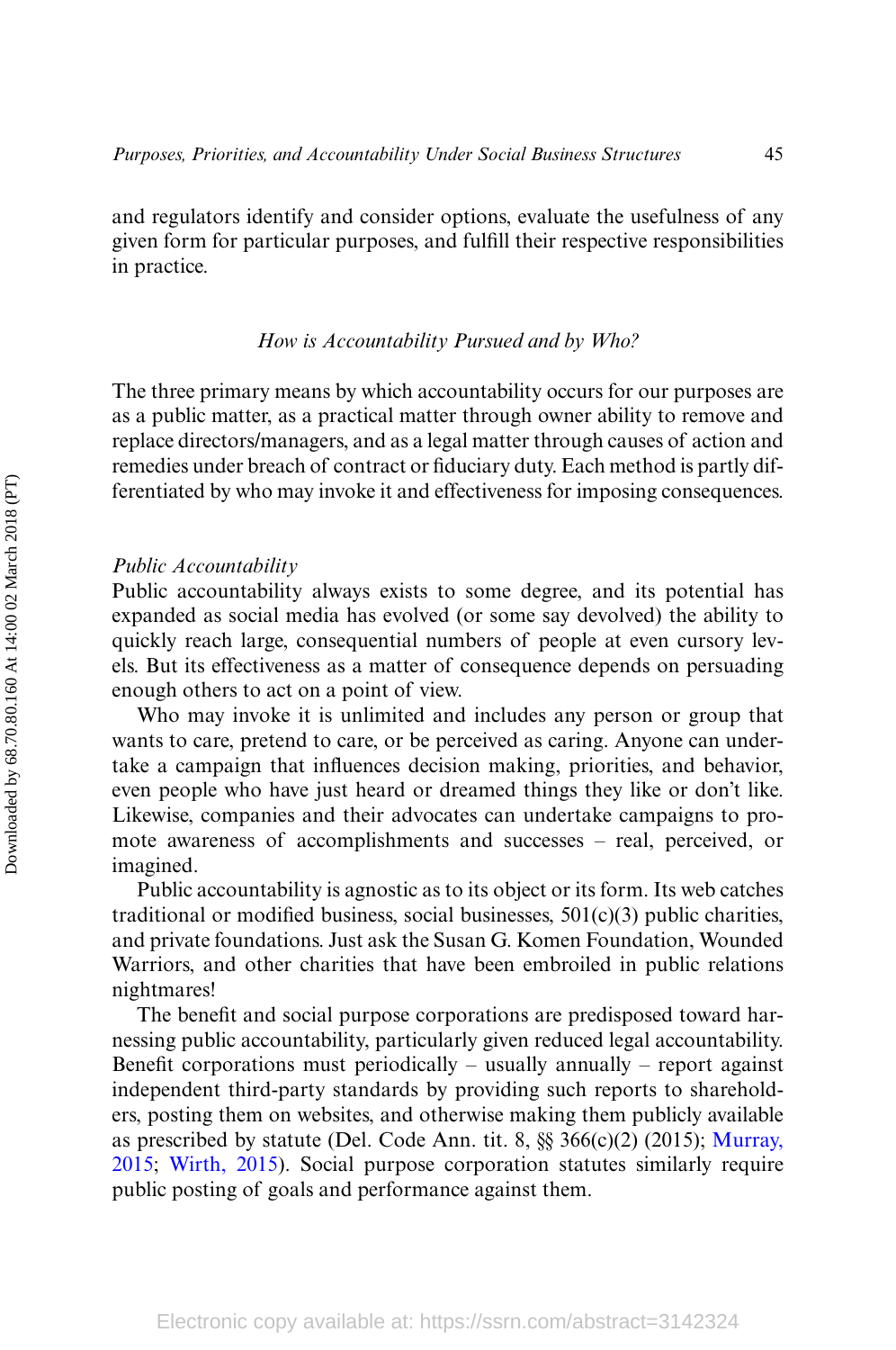and regulators identify and consider options, evaluate the usefulness of any given form for particular purposes, and fulfill their respective responsibilities in practice.

### *How is Accountability Pursued and by Who?*

The three primary means by which accountability occurs for our purposes are as a public matter, as a practical matter through owner ability to remove and replace directors/managers, and as a legal matter through causes of action and remedies under breach of contract or fiduciary duty. Each method is partly differentiated by who may invoke it and effectiveness for imposing consequences.

#### *Public Accountability*

Public accountability always exists to some degree, and its potential has expanded as social media has evolved (or some say devolved) the ability to quickly reach large, consequential numbers of people at even cursory levels. But its effectiveness as a matter of consequence depends on persuading enough others to act on a point of view.

Who may invoke it is unlimited and includes any person or group that wants to care, pretend to care, or be perceived as caring. Anyone can undertake a campaign that influences decision making, priorities, and behavior, even people who have just heard or dreamed things they like or don't like. Likewise, companies and their advocates can undertake campaigns to promote awareness of accomplishments and successes – real, perceived, or imagined.

Public accountability is agnostic as to its object or its form. Its web catches traditional or modified business, social businesses, 501(c)(3) public charities, and private foundations. Just ask the Susan G. Komen Foundation, Wounded Warriors, and other charities that have been embroiled in public relations nightmares!

The benefit and social purpose corporations are predisposed toward harnessing public accountability, particularly given reduced legal accountability. Benefit corporations must periodically – usually annually – report against independent third-party standards by providing such reports to shareholders, posting them on websites, and otherwise making them publicly available as prescribed by statute (Del. Code Ann. tit. 8, §§ 366(c)(2) (2015); Murray, 2015; Wirth, 2015). Social purpose corporation statutes similarly require public posting of goals and performance against them.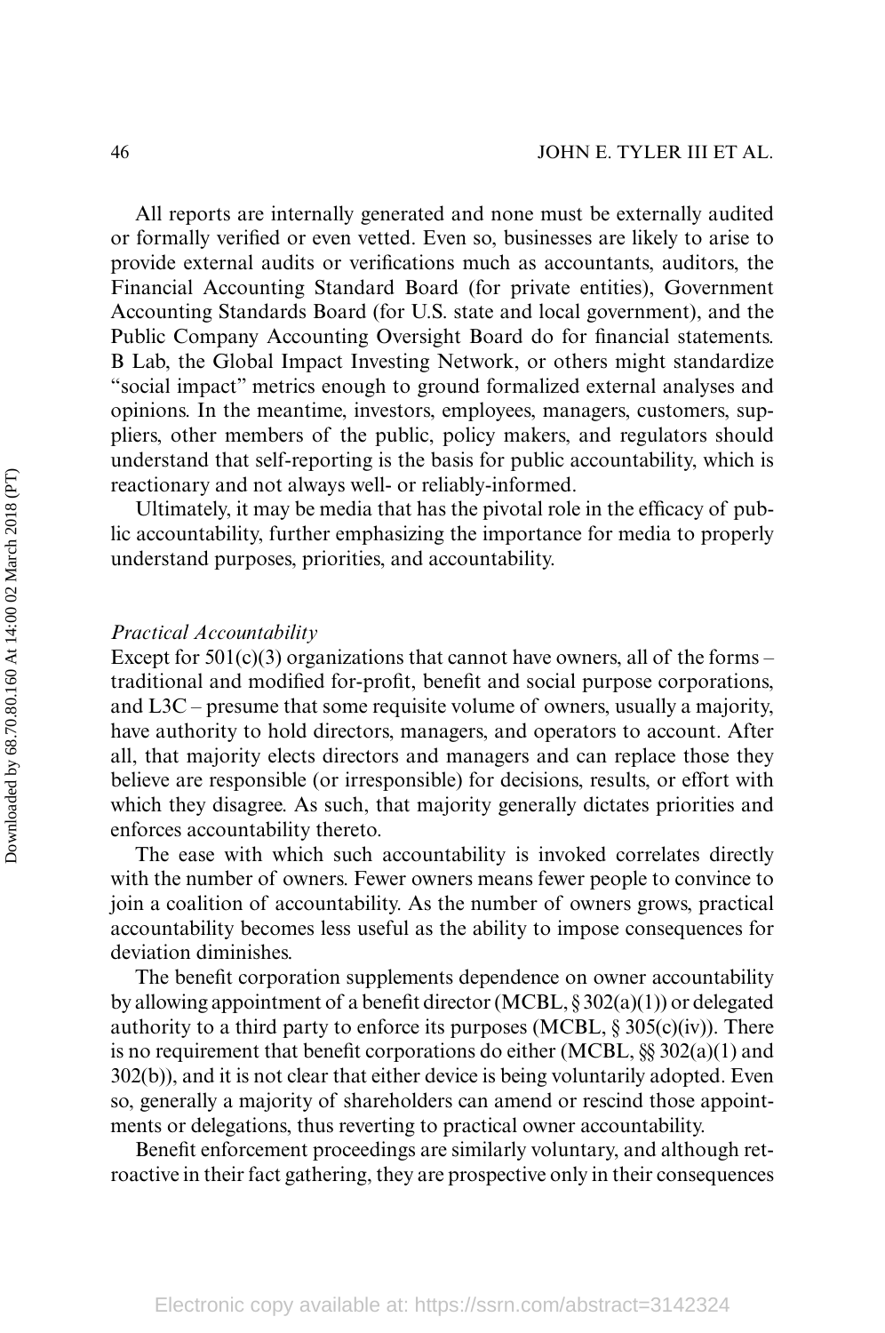All reports are internally generated and none must be externally audited or formally verified or even vetted. Even so, businesses are likely to arise to provide external audits or verifications much as accountants, auditors, the Financial Accounting Standard Board (for private entities), Government Accounting Standards Board (for U.S. state and local government), and the Public Company Accounting Oversight Board do for financial statements. B Lab, the Global Impact Investing Network, or others might standardize "social impact" metrics enough to ground formalized external analyses and opinions. In the meantime, investors, employees, managers, customers, suppliers, other members of the public, policy makers, and regulators should understand that self-reporting is the basis for public accountability, which is reactionary and not always well- or reliably-informed.

Ultimately, it may be media that has the pivotal role in the efficacy of public accountability, further emphasizing the importance for media to properly understand purposes, priorities, and accountability.

*Practical Accountability*

Except for 501(c)(3) organizations that cannot have owners, all of the forms – traditional and modified for-profit, benefit and social purpose corporations, and L3C – presume that some requisite volume of owners, usually a majority, have authority to hold directors, managers, and operators to account. After all, that majority elects directors and managers and can replace those they believe are responsible (or irresponsible) for decisions, results, or effort with which they disagree. As such, that majority generally dictates priorities and enforces accountability thereto.

The ease with which such accountability is invoked correlates directly with the number of owners. Fewer owners means fewer people to convince to join a coalition of accountability. As the number of owners grows, practical accountability becomes less useful as the ability to impose consequences for deviation diminishes.

The benefit corporation supplements dependence on owner accountability by allowing appointment of a benefit director (MCBL, § 302(a)(1)) or delegated authority to a third party to enforce its purposes (MCBL, § 305(c)(iv)). There is no requirement that benefit corporations do either (MCBL, §§ 302(a)(1) and 302(b)), and it is not clear that either device is being voluntarily adopted. Even so, generally a majority of shareholders can amend or rescind those appointments or delegations, thus reverting to practical owner accountability.

Benefit enforcement proceedings are similarly voluntary, and although retroactive in their fact gathering, they are prospective only in their consequences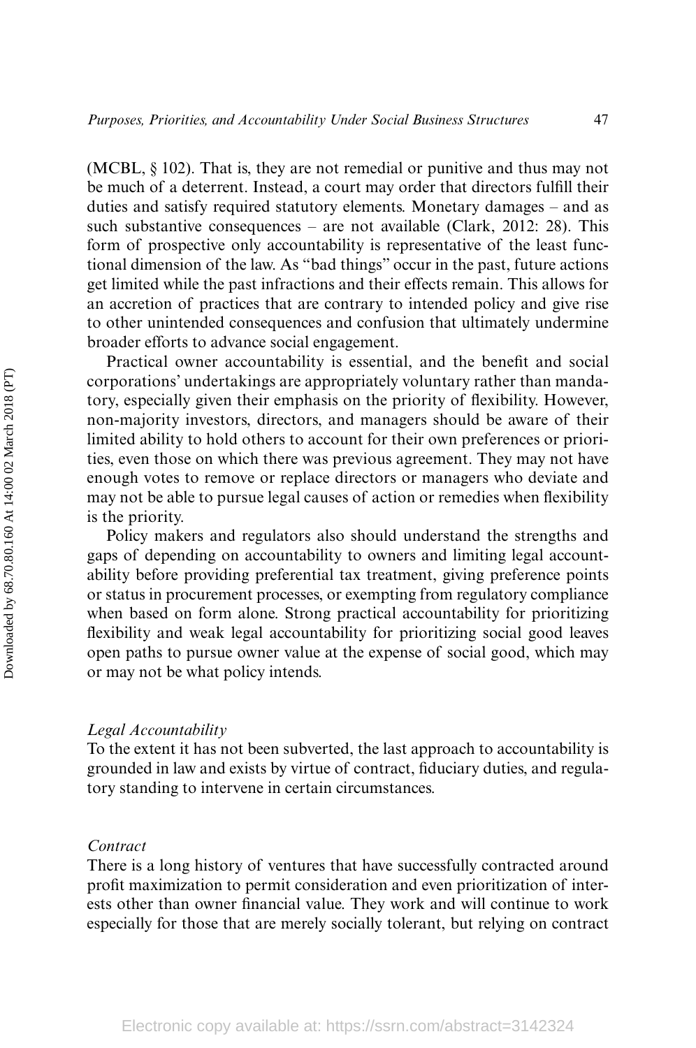(MCBL, § 102). That is, they are not remedial or punitive and thus may not be much of a deterrent. Instead, a court may order that directors fulfill their duties and satisfy required statutory elements. Monetary damages – and as such substantive consequences – are not available (Clark, 2012: 28). This form of prospective only accountability is representative of the least functional dimension of the law. As "bad things" occur in the past, future actions get limited while the past infractions and their effects remain. This allows for an accretion of practices that are contrary to intended policy and give rise to other unintended consequences and confusion that ultimately undermine broader efforts to advance social engagement.

Practical owner accountability is essential, and the benefit and social corporations' undertakings are appropriately voluntary rather than mandatory, especially given their emphasis on the priority of flexibility. However, non-majority investors, directors, and managers should be aware of their limited ability to hold others to account for their own preferences or priorities, even those on which there was previous agreement. They may not have enough votes to remove or replace directors or managers who deviate and may not be able to pursue legal causes of action or remedies when flexibility is the priority.

Policy makers and regulators also should understand the strengths and gaps of depending on accountability to owners and limiting legal accountability before providing preferential tax treatment, giving preference points or status in procurement processes, or exempting from regulatory compliance when based on form alone. Strong practical accountability for prioritizing flexibility and weak legal accountability for prioritizing social good leaves open paths to pursue owner value at the expense of social good, which may or may not be what policy intends.

### *Legal Accountability*

To the extent it has not been subverted, the last approach to accountability is grounded in law and exists by virtue of contract, fiduciary duties, and regulatory standing to intervene in certain circumstances.

#### *Contract*

There is a long history of ventures that have successfully contracted around profit maximization to permit consideration and even prioritization of interests other than owner financial value. They work and will continue to work especially for those that are merely socially tolerant, but relying on contract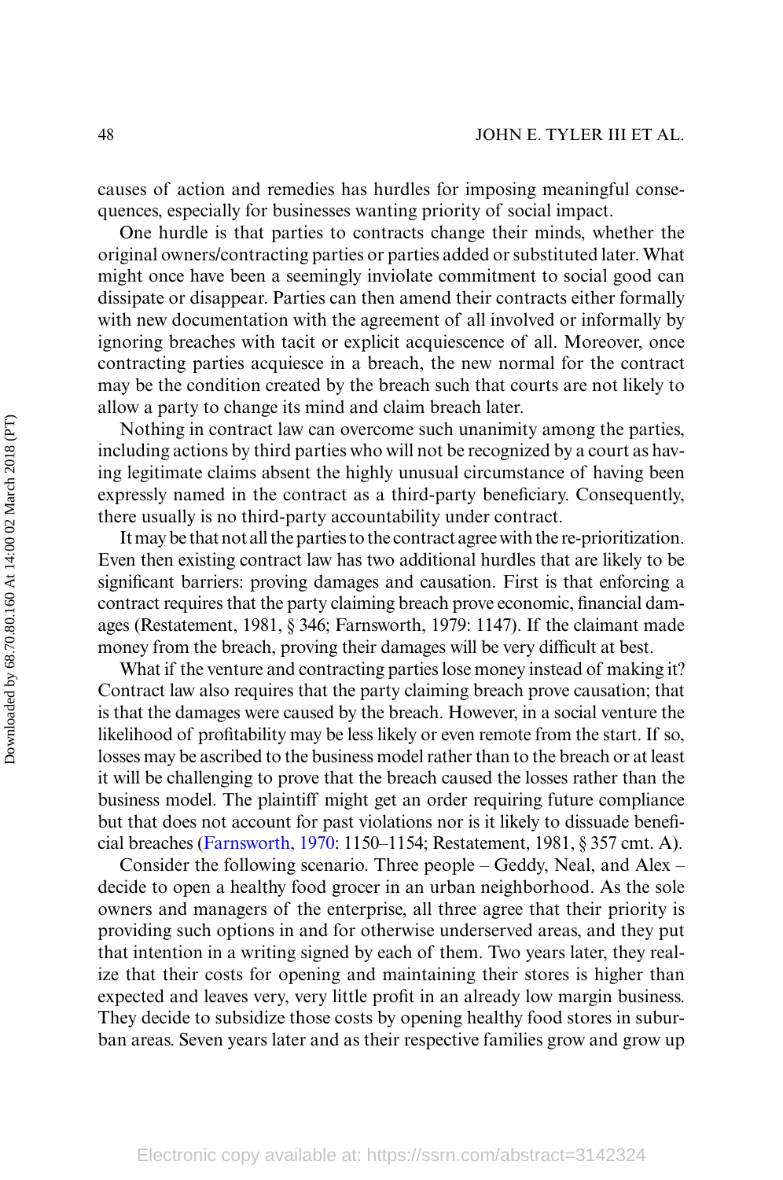causes of action and remedies has hurdles for imposing meaningful consequences, especially for businesses wanting priority of social impact.

One hurdle is that parties to contracts change their minds, whether the original owners/contracting parties or parties added or substituted later. What might once have been a seemingly inviolate commitment to social good can dissipate or disappear. Parties can then amend their contracts either formally with new documentation with the agreement of all involved or informally by ignoring breaches with tacit or explicit acquiescence of all. Moreover, once contracting parties acquiesce in a breach, the new normal for the contract may be the condition created by the breach such that courts are not likely to allow a party to change its mind and claim breach later.

Nothing in contract law can overcome such unanimity among the parties, including actions by third parties who will not be recognized by a court as having legitimate claims absent the highly unusual circumstance of having been expressly named in the contract as a third-party beneficiary. Consequently, there usually is no third-party accountability under contract.

It may be that not all the parties to the contract agree with the re-prioritization. Even then existing contract law has two additional hurdles that are likely to be significant barriers: proving damages and causation. First is that enforcing a contract requires that the party claiming breach prove economic, financial damages (Restatement, 1981, § 346; Farnsworth, 1979: 1147). If the claimant made money from the breach, proving their damages will be very difficult at best.

What if the venture and contracting parties lose money instead of making it? Contract law also requires that the party claiming breach prove causation; that is that the damages were caused by the breach. However, in a social venture the likelihood of profitability may be less likely or even remote from the start. If so, losses may be ascribed to the business model rather than to the breach or at least it will be challenging to prove that the breach caused the losses rather than the business model. The plaintiff might get an order requiring future compliance but that does not account for past violations nor is it likely to dissuade beneficial breaches (Farnsworth, 1970: 1150–1154; Restatement, 1981, § 357 cmt. A).

Consider the following scenario. Three people – Geddy, Neal, and Alex – decide to open a healthy food grocer in an urban neighborhood. As the sole owners and managers of the enterprise, all three agree that their priority is providing such options in and for otherwise underserved areas, and they put that intention in a writing signed by each of them. Two years later, they realize that their costs for opening and maintaining their stores is higher than expected and leaves very, very little profit in an already low margin business. They decide to subsidize those costs by opening healthy food stores in suburban areas. Seven years later and as their respective families grow and grow up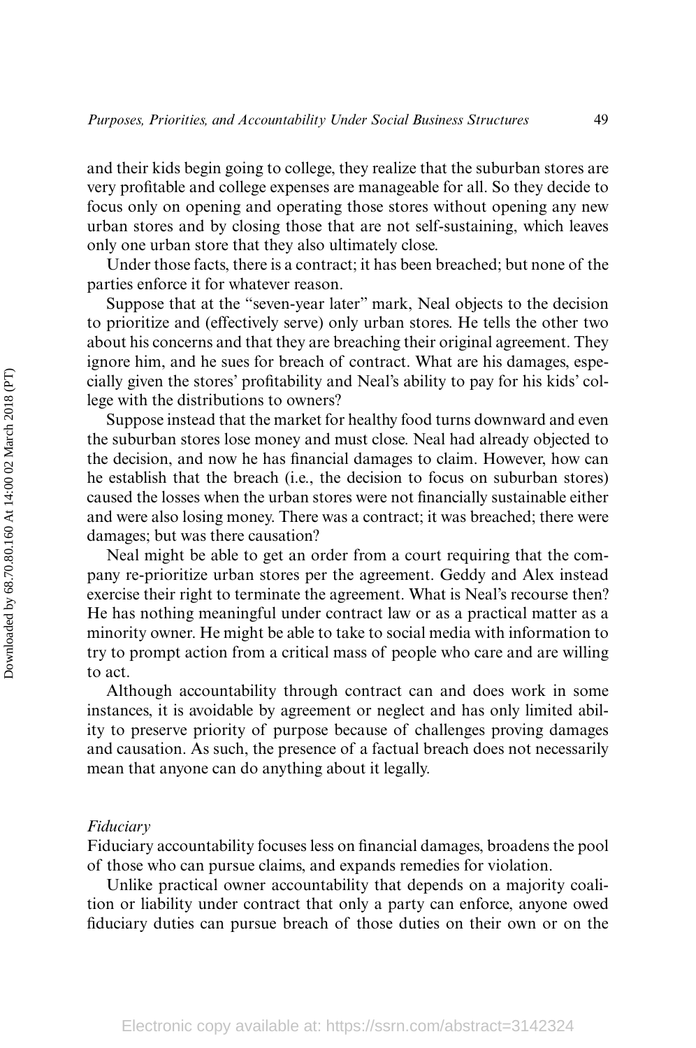and their kids begin going to college, they realize that the suburban stores are very profitable and college expenses are manageable for all. So they decide to focus only on opening and operating those stores without opening any new urban stores and by closing those that are not self-sustaining, which leaves only one urban store that they also ultimately close.

Under those facts, there is a contract; it has been breached; but none of the parties enforce it for whatever reason.

Suppose that at the "seven-year later" mark, Neal objects to the decision to prioritize and (effectively serve) only urban stores. He tells the other two about his concerns and that they are breaching their original agreement. They ignore him, and he sues for breach of contract. What are his damages, especially given the stores' profitability and Neal's ability to pay for his kids' college with the distributions to owners?

Suppose instead that the market for healthy food turns downward and even the suburban stores lose money and must close. Neal had already objected to the decision, and now he has financial damages to claim. However, how can he establish that the breach (i.e., the decision to focus on suburban stores) caused the losses when the urban stores were not financially sustainable either and were also losing money. There was a contract; it was breached; there were damages; but was there causation?

Neal might be able to get an order from a court requiring that the company re-prioritize urban stores per the agreement. Geddy and Alex instead exercise their right to terminate the agreement. What is Neal's recourse then? He has nothing meaningful under contract law or as a practical matter as a minority owner. He might be able to take to social media with information to try to prompt action from a critical mass of people who care and are willing to act.

Although accountability through contract can and does work in some instances, it is avoidable by agreement or neglect and has only limited ability to preserve priority of purpose because of challenges proving damages and causation. As such, the presence of a factual breach does not necessarily mean that anyone can do anything about it legally.

*Fiduciary*

Fiduciary accountability focuses less on financial damages, broadens the pool of those who can pursue claims, and expands remedies for violation.

Unlike practical owner accountability that depends on a majority coalition or liability under contract that only a party can enforce, anyone owed fiduciary duties can pursue breach of those duties on their own or on the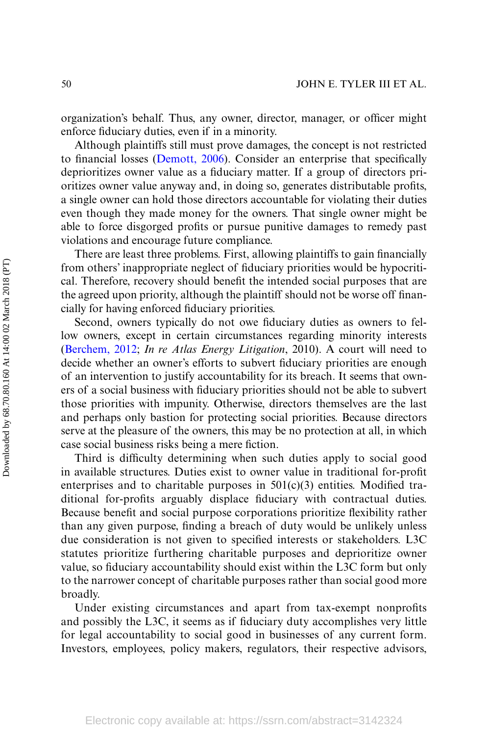organization's behalf. Thus, any owner, director, manager, or officer might enforce fiduciary duties, even if in a minority.

Although plaintiffs still must prove damages, the concept is not restricted to financial losses (Demott, 2006). Consider an enterprise that specifically deprioritizes owner value as a fiduciary matter. If a group of directors prioritizes owner value anyway and, in doing so, generates distributable profits, a single owner can hold those directors accountable for violating their duties even though they made money for the owners. That single owner might be able to force disgorged profits or pursue punitive damages to remedy past violations and encourage future compliance.

There are least three problems. First, allowing plaintiffs to gain financially from others' inappropriate neglect of fiduciary priorities would be hypocritical. Therefore, recovery should benefit the intended social purposes that are the agreed upon priority, although the plaintiff should not be worse off financially for having enforced fiduciary priorities.

Second, owners typically do not owe fiduciary duties as owners to fellow owners, except in certain circumstances regarding minority interests (Berchem, 2012; *In re Atlas Energy Litigation*, 2010). A court will need to decide whether an owner's efforts to subvert fiduciary priorities are enough of an intervention to justify accountability for its breach. It seems that owners of a social business with fiduciary priorities should not be able to subvert those priorities with impunity. Otherwise, directors themselves are the last and perhaps only bastion for protecting social priorities. Because directors serve at the pleasure of the owners, this may be no protection at all, in which case social business risks being a mere fiction.

Third is difficulty determining when such duties apply to social good in available structures. Duties exist to owner value in traditional for-profit enterprises and to charitable purposes in 501(c)(3) entities. Modified traditional for-profits arguably displace fiduciary with contractual duties. Because benefit and social purpose corporations prioritize flexibility rather than any given purpose, finding a breach of duty would be unlikely unless due consideration is not given to specified interests or stakeholders. L3C statutes prioritize furthering charitable purposes and deprioritize owner value, so fiduciary accountability should exist within the L3C form but only to the narrower concept of charitable purposes rather than social good more broadly.

Under existing circumstances and apart from tax-exempt nonprofits and possibly the L3C, it seems as if fiduciary duty accomplishes very little for legal accountability to social good in businesses of any current form. Investors, employees, policy makers, regulators, their respective advisors,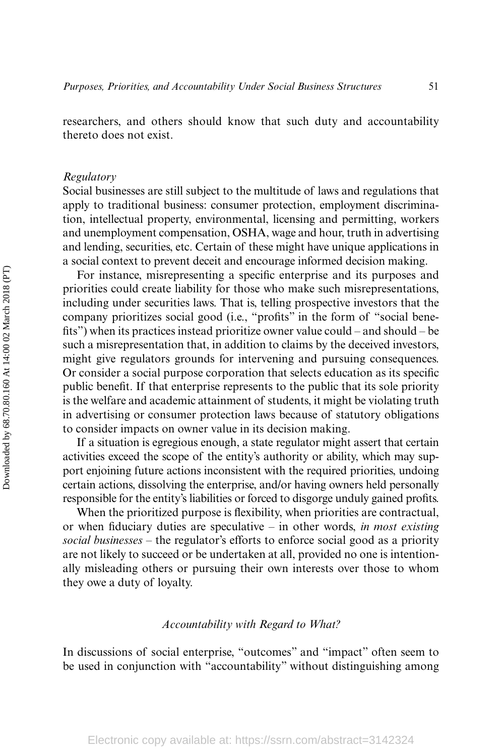researchers, and others should know that such duty and accountability thereto does not exist.

*Regulatory*

Social businesses are still subject to the multitude of laws and regulations that apply to traditional business: consumer protection, employment discrimination, intellectual property, environmental, licensing and permitting, workers and unemployment compensation, OSHA, wage and hour, truth in advertising and lending, securities, etc. Certain of these might have unique applications in a social context to prevent deceit and encourage informed decision making.

For instance, misrepresenting a specific enterprise and its purposes and priorities could create liability for those who make such misrepresentations, including under securities laws. That is, telling prospective investors that the company prioritizes social good (i.e., "profits" in the form of "social benefits") when its practices instead prioritize owner value could – and should – be such a misrepresentation that, in addition to claims by the deceived investors, might give regulators grounds for intervening and pursuing consequences. Or consider a social purpose corporation that selects education as its specific public benefit. If that enterprise represents to the public that its sole priority is the welfare and academic attainment of students, it might be violating truth in advertising or consumer protection laws because of statutory obligations to consider impacts on owner value in its decision making.

If a situation is egregious enough, a state regulator might assert that certain activities exceed the scope of the entity's authority or ability, which may support enjoining future actions inconsistent with the required priorities, undoing certain actions, dissolving the enterprise, and/or having owners held personally responsible for the entity's liabilities or forced to disgorge unduly gained profits.

When the prioritized purpose is flexibility, when priorities are contractual, or when fiduciary duties are speculative – in other words, *in most existing social businesses* – the regulator's efforts to enforce social good as a priority are not likely to succeed or be undertaken at all, provided no one is intentionally misleading others or pursuing their own interests over those to whom they owe a duty of loyalty.

### *Accountability with Regard to What?*

In discussions of social enterprise, "outcomes" and "impact" often seem to be used in conjunction with "accountability" without distinguishing among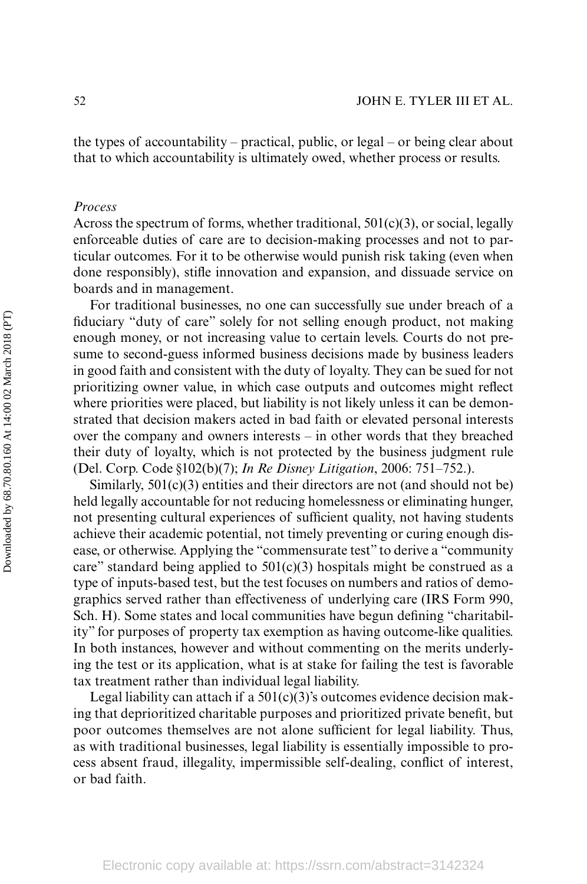the types of accountability – practical, public, or legal – or being clear about that to which accountability is ultimately owed, whether process or results.

*Process*

Across the spectrum of forms, whether traditional, 501(c)(3), or social, legally enforceable duties of care are to decision-making processes and not to particular outcomes. For it to be otherwise would punish risk taking (even when done responsibly), stifle innovation and expansion, and dissuade service on boards and in management.

For traditional businesses, no one can successfully sue under breach of a fiduciary "duty of care" solely for not selling enough product, not making enough money, or not increasing value to certain levels. Courts do not presume to second-guess informed business decisions made by business leaders in good faith and consistent with the duty of loyalty. They can be sued for not prioritizing owner value, in which case outputs and outcomes might reflect where priorities were placed, but liability is not likely unless it can be demonstrated that decision makers acted in bad faith or elevated personal interests over the company and owners interests – in other words that they breached their duty of loyalty, which is not protected by the business judgment rule (Del. Corp. Code §102(b)(7); *In Re Disney Litigation*, 2006: 751–752.).

Similarly, 501(c)(3) entities and their directors are not (and should not be) held legally accountable for not reducing homelessness or eliminating hunger, not presenting cultural experiences of sufficient quality, not having students achieve their academic potential, not timely preventing or curing enough disease, or otherwise. Applying the "commensurate test" to derive a "community care" standard being applied to 501(c)(3) hospitals might be construed as a type of inputs-based test, but the test focuses on numbers and ratios of demographics served rather than effectiveness of underlying care (IRS Form 990, Sch. H). Some states and local communities have begun defining "charitability" for purposes of property tax exemption as having outcome-like qualities. In both instances, however and without commenting on the merits underlying the test or its application, what is at stake for failing the test is favorable tax treatment rather than individual legal liability.

Legal liability can attach if a 501(c)(3)'s outcomes evidence decision making that deprioritized charitable purposes and prioritized private benefit, but poor outcomes themselves are not alone sufficient for legal liability. Thus, as with traditional businesses, legal liability is essentially impossible to process absent fraud, illegality, impermissible self-dealing, conflict of interest, or bad faith.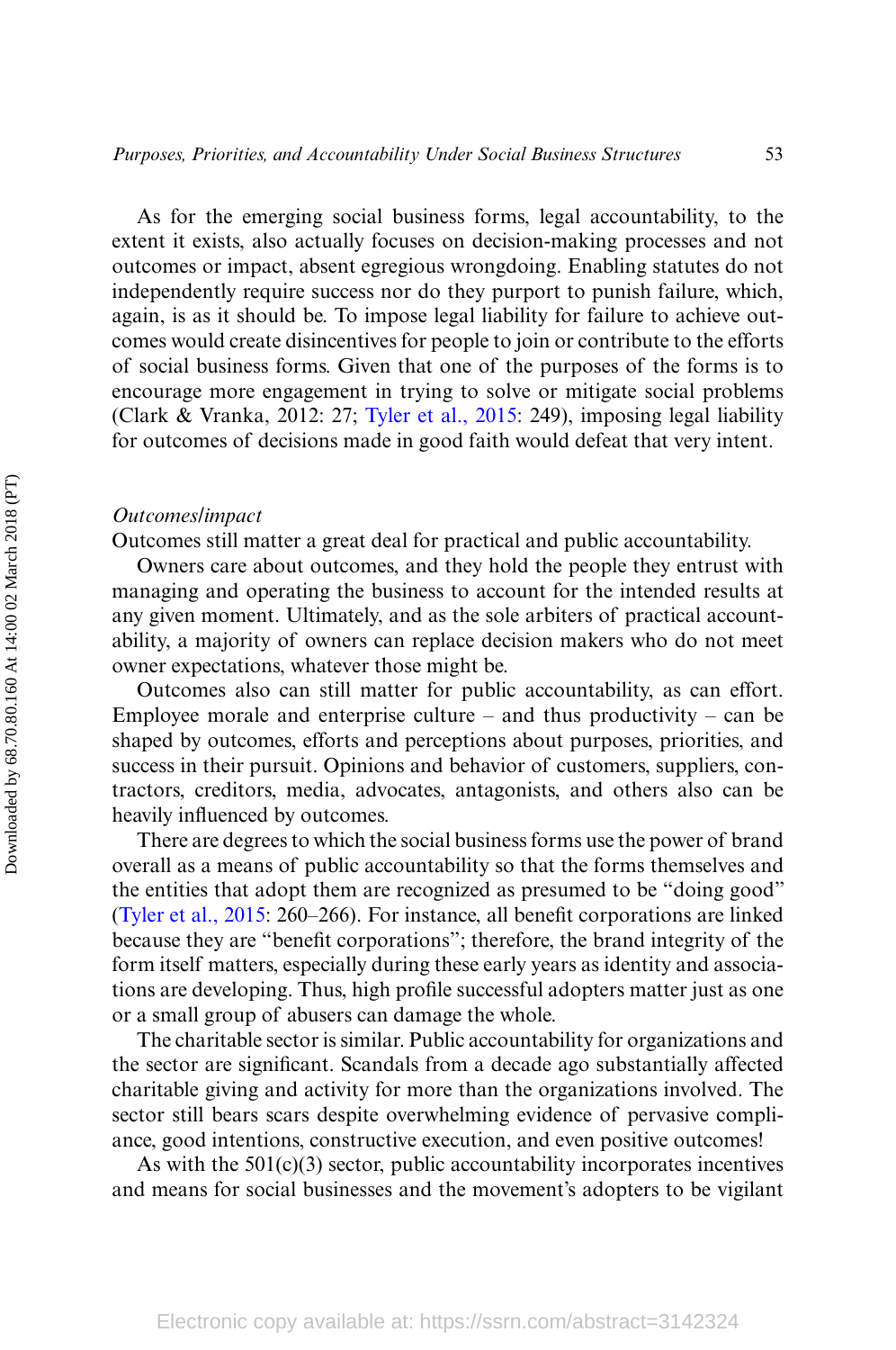As for the emerging social business forms, legal accountability, to the extent it exists, also actually focuses on decision-making processes and not outcomes or impact, absent egregious wrongdoing. Enabling statutes do not independently require success nor do they purport to punish failure, which, again, is as it should be. To impose legal liability for failure to achieve outcomes would create disincentives for people to join or contribute to the efforts of social business forms. Given that one of the purposes of the forms is to encourage more engagement in trying to solve or mitigate social problems (Clark & Vranka, 2012: 27; Tyler et al., 2015: 249), imposing legal liability for outcomes of decisions made in good faith would defeat that very intent.

*Outcomes/impact*

Outcomes still matter a great deal for practical and public accountability.

Owners care about outcomes, and they hold the people they entrust with managing and operating the business to account for the intended results at any given moment. Ultimately, and as the sole arbiters of practical accountability, a majority of owners can replace decision makers who do not meet owner expectations, whatever those might be.

Outcomes also can still matter for public accountability, as can effort. Employee morale and enterprise culture – and thus productivity – can be shaped by outcomes, efforts and perceptions about purposes, priorities, and success in their pursuit. Opinions and behavior of customers, suppliers, contractors, creditors, media, advocates, antagonists, and others also can be heavily influenced by outcomes.

There are degrees to which the social business forms use the power of brand overall as a means of public accountability so that the forms themselves and the entities that adopt them are recognized as presumed to be "doing good" (Tyler et al., 2015: 260–266). For instance, all benefit corporations are linked because they are "benefit corporations"; therefore, the brand integrity of the form itself matters, especially during these early years as identity and associations are developing. Thus, high profile successful adopters matter just as one or a small group of abusers can damage the whole.

The charitable sector is similar. Public accountability for organizations and the sector are significant. Scandals from a decade ago substantially affected charitable giving and activity for more than the organizations involved. The sector still bears scars despite overwhelming evidence of pervasive compliance, good intentions, constructive execution, and even positive outcomes!

As with the 501(c)(3) sector, public accountability incorporates incentives and means for social businesses and the movement's adopters to be vigilant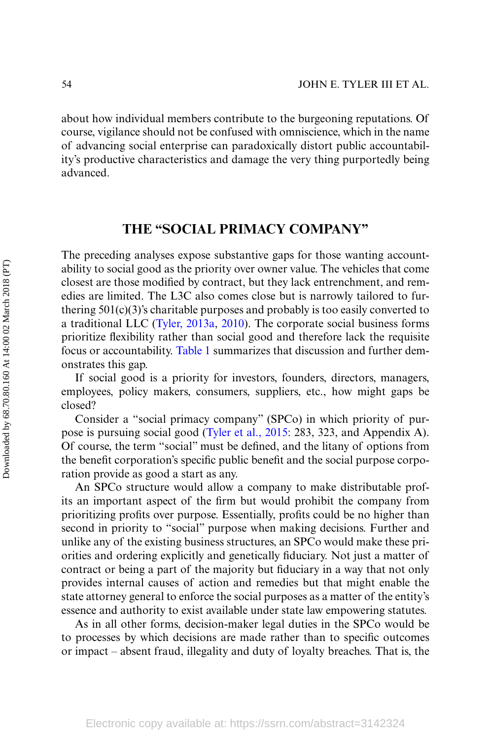about how individual members contribute to the burgeoning reputations. Of course, vigilance should not be confused with omniscience, which in the name of advancing social enterprise can paradoxically distort public accountability's productive characteristics and damage the very thing purportedly being advanced.

## THE "SOCIAL PRIMACY COMPANY"

The preceding analyses expose substantive gaps for those wanting accountability to social good as the priority over owner value. The vehicles that come closest are those modified by contract, but they lack entrenchment, and remedies are limited. The L3C also comes close but is narrowly tailored to furthering 501(c)(3)'s charitable purposes and probably is too easily converted to a traditional LLC (Tyler, 2013a, 2010). The corporate social business forms prioritize flexibility rather than social good and therefore lack the requisite focus or accountability. Table 1 summarizes that discussion and further demonstrates this gap.

If social good is a priority for investors, founders, directors, managers, employees, policy makers, consumers, suppliers, etc., how might gaps be closed?

Consider a "social primacy company" (SPCo) in which priority of purpose is pursuing social good (Tyler et al., 2015: 283, 323, and Appendix A). Of course, the term "social" must be defined, and the litany of options from the benefit corporation's specific public benefit and the social purpose corporation provide as good a start as any.

An SPCo structure would allow a company to make distributable profits an important aspect of the firm but would prohibit the company from prioritizing profits over purpose. Essentially, profits could be no higher than second in priority to "social" purpose when making decisions. Further and unlike any of the existing business structures, an SPCo would make these priorities and ordering explicitly and genetically fiduciary. Not just a matter of contract or being a part of the majority but fiduciary in a way that not only provides internal causes of action and remedies but that might enable the state attorney general to enforce the social purposes as a matter of the entity's essence and authority to exist available under state law empowering statutes.

As in all other forms, decision-maker legal duties in the SPCo would be to processes by which decisions are made rather than to specific outcomes or impact – absent fraud, illegality and duty of loyalty breaches. That is, the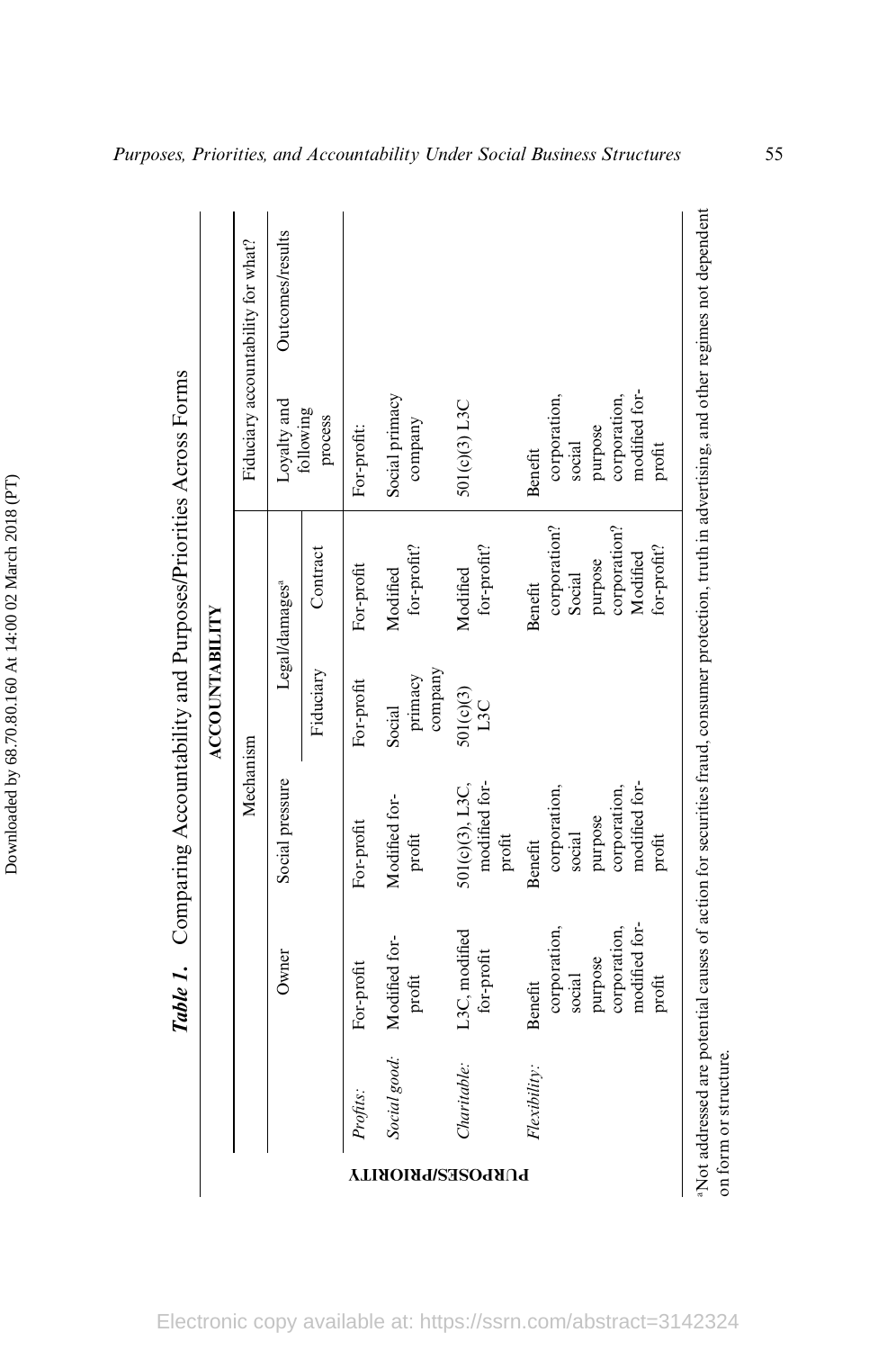**Table 1.** Comparing Accountability and Purposes/Priorities Across Forms

| PURPOSES/PRIORITY | ACCOUNTABILITY | | | | | |
|---|---|---|---|---|---|---|
| | Mechanism | | | | Fiduciary accountability for what? | |
| | Owner | Social pressure | Legal/damages[a] | | Loyalty and following process | Outcomes/results |
| | | | Fiduciary | Contract | | |
| *Profits:* | For-profit | For-profit | For-profit | For-profit | For-profit: | |
| *Social good:* | Modified for-profit | Modified for-profit | Social primacy company | Modified for-profit? | Social primacy company | |
| *Charitable:* | L3C, modified for-profit | 501(c)(3), L3C, modified for-profit | 501(c)(3) L3C | Modified for-profit? | 501(c)(3) L3C | |
| *Flexibility:* | Benefit corporation, social purpose corporation, modified for-profit | Benefit corporation, social purpose corporation, modified for-profit | | Benefit corporation? Social purpose corporation? Modified for-profit? | Benefit corporation, social purpose corporation, modified for-profit | |

[a]Not addressed are potential causes of action for securities fraud, consumer protection, truth in advertising, and other regimes not dependent on form or structure.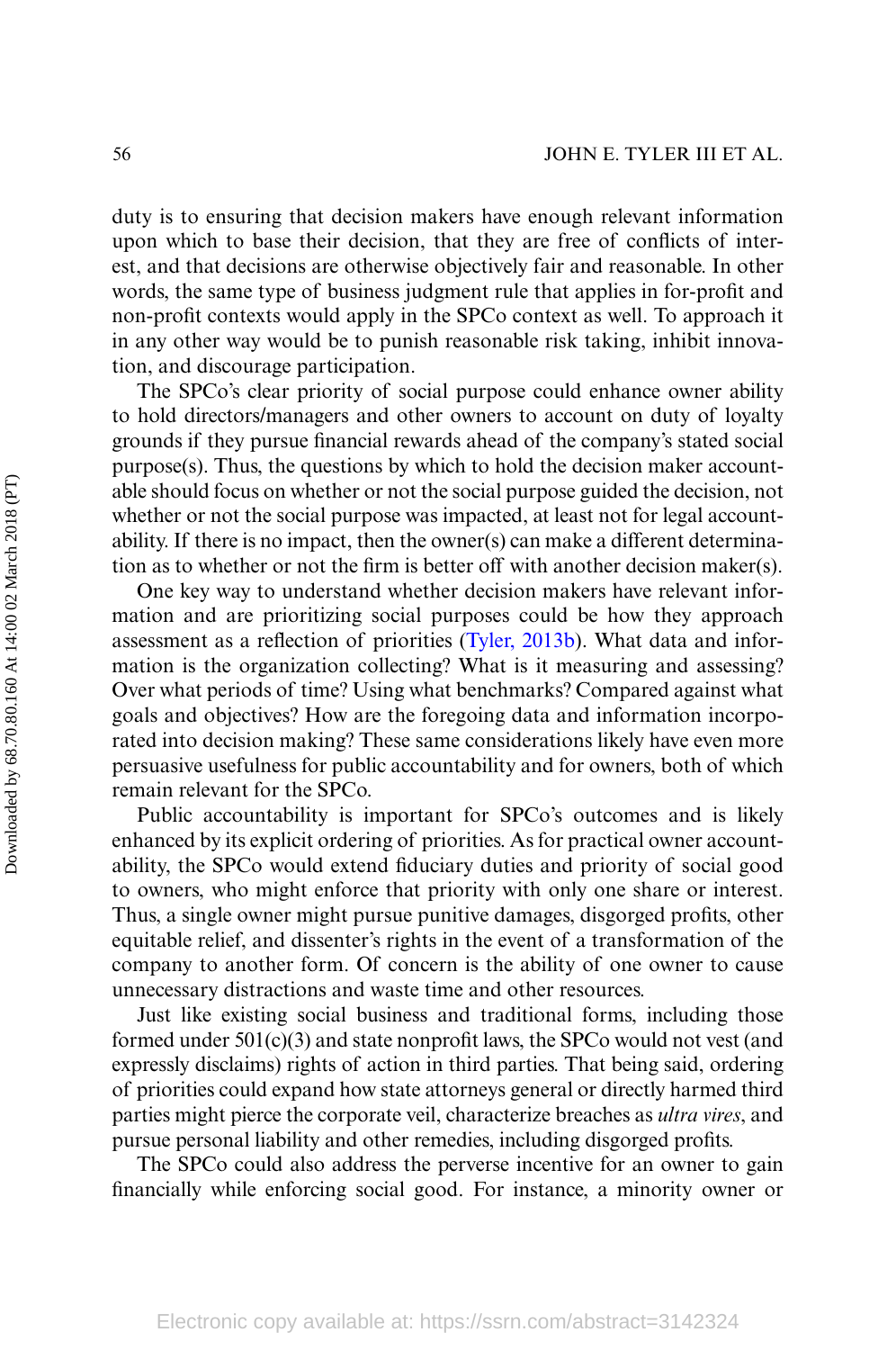duty is to ensuring that decision makers have enough relevant information upon which to base their decision, that they are free of conflicts of interest, and that decisions are otherwise objectively fair and reasonable. In other words, the same type of business judgment rule that applies in for-profit and non-profit contexts would apply in the SPCo context as well. To approach it in any other way would be to punish reasonable risk taking, inhibit innovation, and discourage participation.

The SPCo's clear priority of social purpose could enhance owner ability to hold directors/managers and other owners to account on duty of loyalty grounds if they pursue financial rewards ahead of the company's stated social purpose(s). Thus, the questions by which to hold the decision maker accountable should focus on whether or not the social purpose guided the decision, not whether or not the social purpose was impacted, at least not for legal accountability. If there is no impact, then the owner(s) can make a different determination as to whether or not the firm is better off with another decision maker(s).

One key way to understand whether decision makers have relevant information and are prioritizing social purposes could be how they approach assessment as a reflection of priorities (Tyler, 2013b). What data and information is the organization collecting? What is it measuring and assessing? Over what periods of time? Using what benchmarks? Compared against what goals and objectives? How are the foregoing data and information incorporated into decision making? These same considerations likely have even more persuasive usefulness for public accountability and for owners, both of which remain relevant for the SPCo.

Public accountability is important for SPCo's outcomes and is likely enhanced by its explicit ordering of priorities. As for practical owner accountability, the SPCo would extend fiduciary duties and priority of social good to owners, who might enforce that priority with only one share or interest. Thus, a single owner might pursue punitive damages, disgorged profits, other equitable relief, and dissenter's rights in the event of a transformation of the company to another form. Of concern is the ability of one owner to cause unnecessary distractions and waste time and other resources.

Just like existing social business and traditional forms, including those formed under 501(c)(3) and state nonprofit laws, the SPCo would not vest (and expressly disclaims) rights of action in third parties. That being said, ordering of priorities could expand how state attorneys general or directly harmed third parties might pierce the corporate veil, characterize breaches as *ultra vires*, and pursue personal liability and other remedies, including disgorged profits.

The SPCo could also address the perverse incentive for an owner to gain financially while enforcing social good. For instance, a minority owner or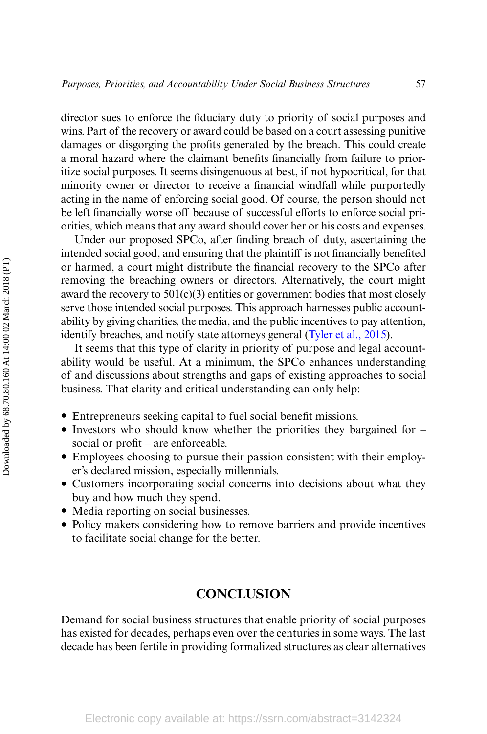director sues to enforce the fiduciary duty to priority of social purposes and wins. Part of the recovery or award could be based on a court assessing punitive damages or disgorging the profits generated by the breach. This could create a moral hazard where the claimant benefits financially from failure to prioritize social purposes. It seems disingenuous at best, if not hypocritical, for that minority owner or director to receive a financial windfall while purportedly acting in the name of enforcing social good. Of course, the person should not be left financially worse off because of successful efforts to enforce social priorities, which means that any award should cover her or his costs and expenses.

Under our proposed SPCo, after finding breach of duty, ascertaining the intended social good, and ensuring that the plaintiff is not financially benefited or harmed, a court might distribute the financial recovery to the SPCo after removing the breaching owners or directors. Alternatively, the court might award the recovery to 501(c)(3) entities or government bodies that most closely serve those intended social purposes. This approach harnesses public accountability by giving charities, the media, and the public incentives to pay attention, identify breaches, and notify state attorneys general (Tyler et al., 2015).

It seems that this type of clarity in priority of purpose and legal accountability would be useful. At a minimum, the SPCo enhances understanding of and discussions about strengths and gaps of existing approaches to social business. That clarity and critical understanding can only help:

- Entrepreneurs seeking capital to fuel social benefit missions.
- Investors who should know whether the priorities they bargained for – social or profit – are enforceable.
- Employees choosing to pursue their passion consistent with their employer's declared mission, especially millennials.
- Customers incorporating social concerns into decisions about what they buy and how much they spend.
- Media reporting on social businesses.
- Policy makers considering how to remove barriers and provide incentives to facilitate social change for the better.

## CONCLUSION

Demand for social business structures that enable priority of social purposes has existed for decades, perhaps even over the centuries in some ways. The last decade has been fertile in providing formalized structures as clear alternatives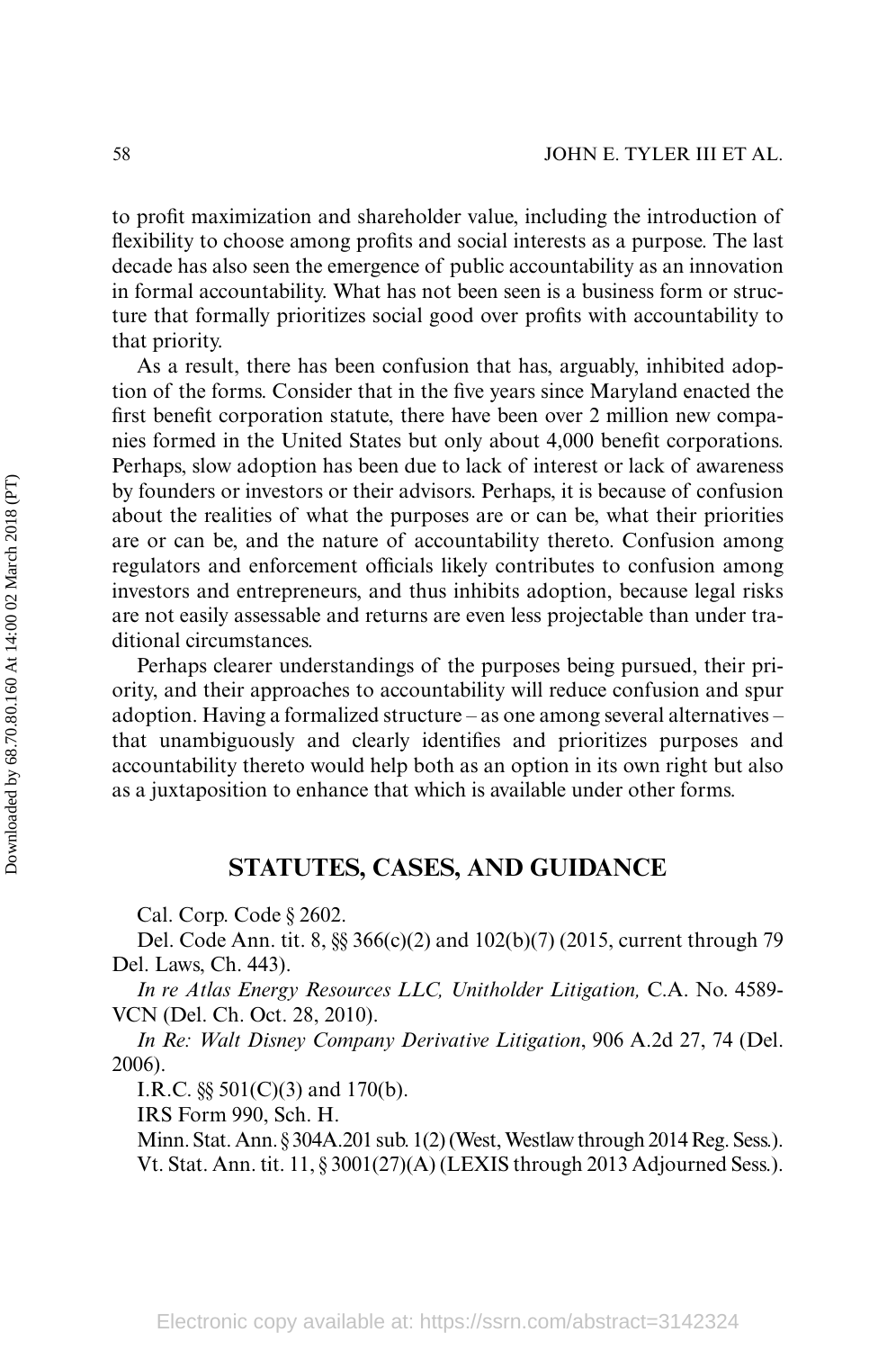to profit maximization and shareholder value, including the introduction of flexibility to choose among profits and social interests as a purpose. The last decade has also seen the emergence of public accountability as an innovation in formal accountability. What has not been seen is a business form or structure that formally prioritizes social good over profits with accountability to that priority.

As a result, there has been confusion that has, arguably, inhibited adoption of the forms. Consider that in the five years since Maryland enacted the first benefit corporation statute, there have been over 2 million new companies formed in the United States but only about 4,000 benefit corporations. Perhaps, slow adoption has been due to lack of interest or lack of awareness by founders or investors or their advisors. Perhaps, it is because of confusion about the realities of what the purposes are or can be, what their priorities are or can be, and the nature of accountability thereto. Confusion among regulators and enforcement officials likely contributes to confusion among investors and entrepreneurs, and thus inhibits adoption, because legal risks are not easily assessable and returns are even less projectable than under traditional circumstances.

Perhaps clearer understandings of the purposes being pursued, their priority, and their approaches to accountability will reduce confusion and spur adoption. Having a formalized structure – as one among several alternatives – that unambiguously and clearly identifies and prioritizes purposes and accountability thereto would help both as an option in its own right but also as a juxtaposition to enhance that which is available under other forms.

## STATUTES, CASES, AND GUIDANCE

Cal. Corp. Code § 2602.

Del. Code Ann. tit. 8, §§ 366(c)(2) and 102(b)(7) (2015, current through 79 Del. Laws, Ch. 443).

*In re Atlas Energy Resources LLC, Unitholder Litigation,* C.A. No. 4589-VCN (Del. Ch. Oct. 28, 2010).

*In Re: Walt Disney Company Derivative Litigation*, 906 A.2d 27, 74 (Del. 2006).

I.R.C. §§ 501(C)(3) and 170(b).

IRS Form 990, Sch. H.

Minn. Stat. Ann. § 304A.201 sub. 1(2) (West, Westlaw through 2014 Reg. Sess.).

Vt. Stat. Ann. tit. 11, § 3001(27)(A) (LEXIS through 2013 Adjourned Sess.).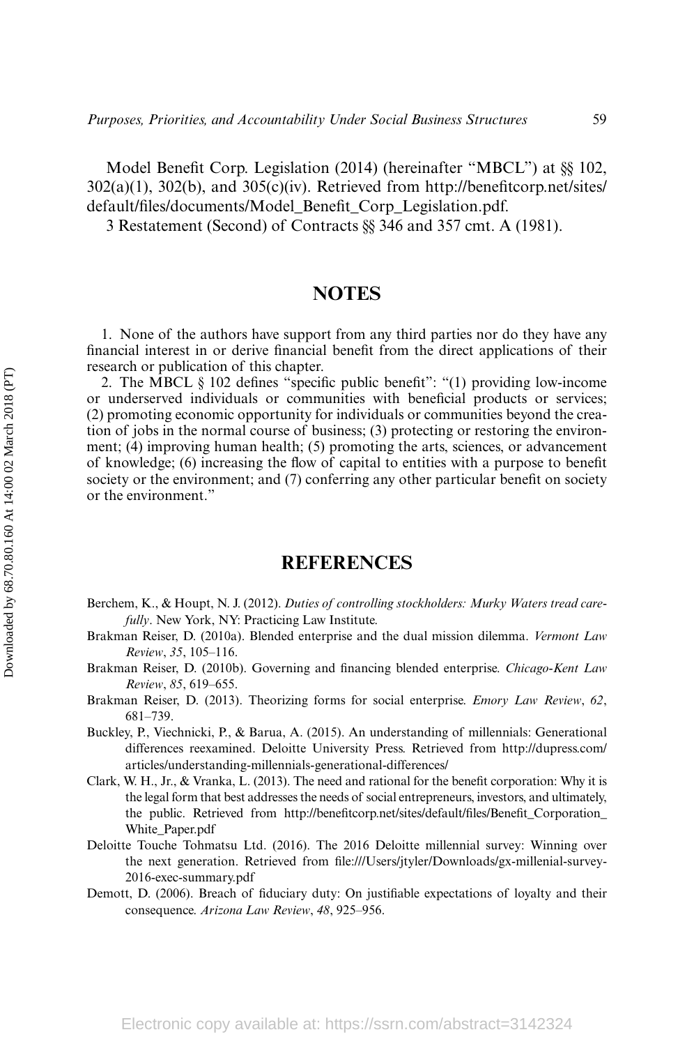Model Benefit Corp. Legislation (2014) (hereinafter "MBCL") at §§ 102, 302(a)(1), 302(b), and 305(c)(iv). Retrieved from http://benefitcorp.net/sites/default/files/documents/Model_Benefit_Corp_Legislation.pdf.

3 Restatement (Second) of Contracts §§ 346 and 357 cmt. A (1981).

## NOTES

1. None of the authors have support from any third parties nor do they have any financial interest in or derive financial benefit from the direct applications of their research or publication of this chapter.
2. The MBCL § 102 defines "specific public benefit": "(1) providing low-income or underserved individuals or communities with beneficial products or services; (2) promoting economic opportunity for individuals or communities beyond the creation of jobs in the normal course of business; (3) protecting or restoring the environment; (4) improving human health; (5) promoting the arts, sciences, or advancement of knowledge; (6) increasing the flow of capital to entities with a purpose to benefit society or the environment; and (7) conferring any other particular benefit on society or the environment."

## REFERENCES

Berchem, K., & Houpt, N. J. (2012). *Duties of controlling stockholders: Murky Waters tread carefully*. New York, NY: Practicing Law Institute.

Brakman Reiser, D. (2010a). Blended enterprise and the dual mission dilemma. *Vermont Law Review*, *35*, 105–116.

Brakman Reiser, D. (2010b). Governing and financing blended enterprise. *Chicago-Kent Law Review*, *85*, 619–655.

Brakman Reiser, D. (2013). Theorizing forms for social enterprise. *Emory Law Review*, *62*, 681–739.

Buckley, P., Viechnicki, P., & Barua, A. (2015). An understanding of millennials: Generational differences reexamined. Deloitte University Press. Retrieved from http://dupress.com/articles/understanding-millennials-generational-differences/

Clark, W. H., Jr., & Vranka, L. (2013). The need and rational for the benefit corporation: Why it is the legal form that best addresses the needs of social entrepreneurs, investors, and ultimately, the public. Retrieved from http://benefitcorp.net/sites/default/files/Benefit_Corporation_White_Paper.pdf

Deloitte Touche Tohmatsu Ltd. (2016). The 2016 Deloitte millennial survey: Winning over the next generation. Retrieved from file:///Users/jtyler/Downloads/gx-millenial-survey-2016-exec-summary.pdf

Demott, D. (2006). Breach of fiduciary duty: On justifiable expectations of loyalty and their consequence. *Arizona Law Review*, *48*, 925–956.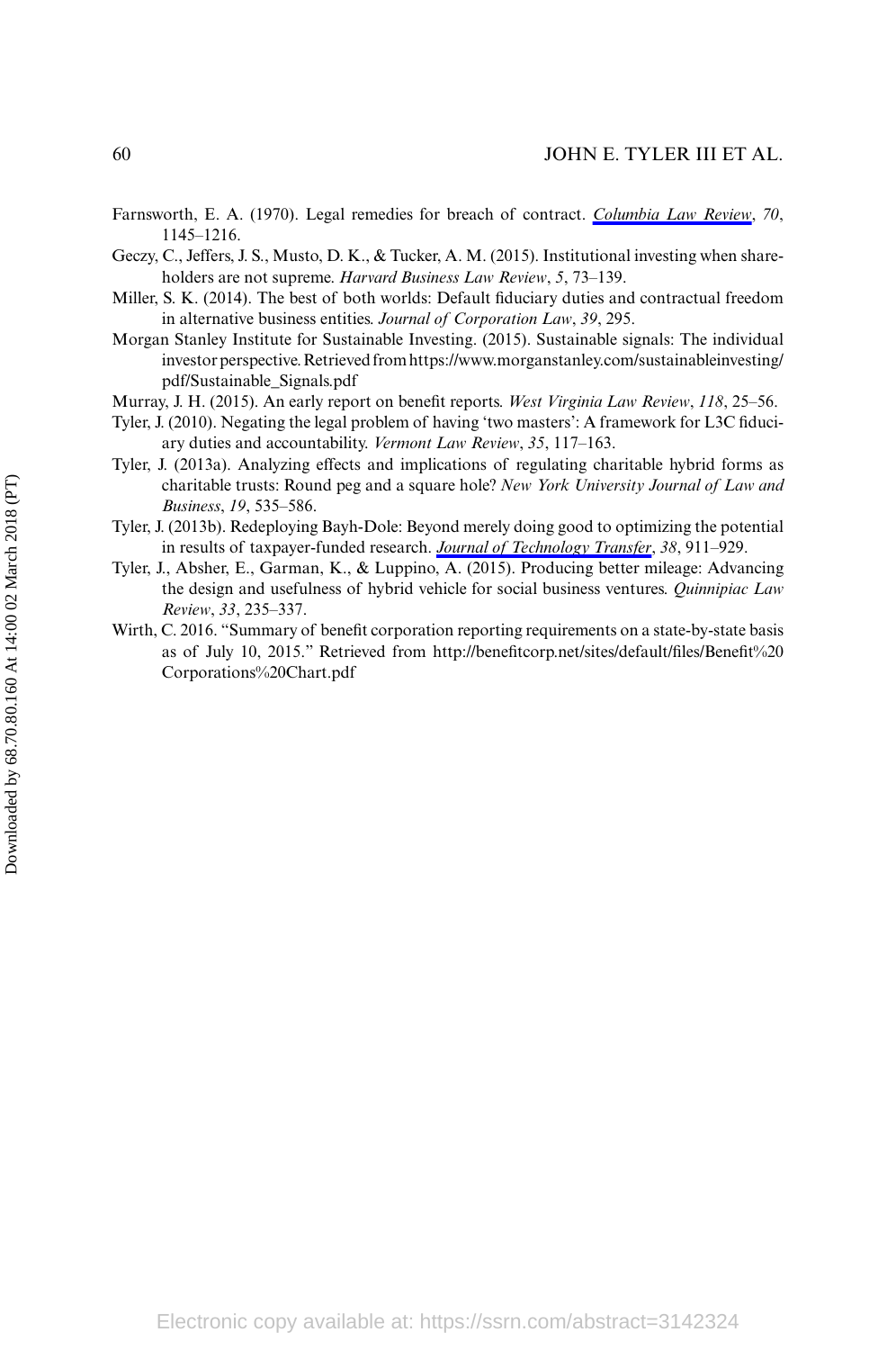Farnsworth, E. A. (1970). Legal remedies for breach of contract. *Columbia Law Review*, *70*, 1145–1216.

Geczy, C., Jeffers, J. S., Musto, D. K., & Tucker, A. M. (2015). Institutional investing when shareholders are not supreme. *Harvard Business Law Review*, *5*, 73–139.

Miller, S. K. (2014). The best of both worlds: Default fiduciary duties and contractual freedom in alternative business entities. *Journal of Corporation Law*, *39*, 295.

Morgan Stanley Institute for Sustainable Investing. (2015). Sustainable signals: The individual investor perspective. Retrieved from https://www.morganstanley.com/sustainableinvesting/pdf/Sustainable_Signals.pdf

Murray, J. H. (2015). An early report on benefit reports. *West Virginia Law Review*, *118*, 25–56.

Tyler, J. (2010). Negating the legal problem of having 'two masters': A framework for L3C fiduciary duties and accountability. *Vermont Law Review*, *35*, 117–163.

Tyler, J. (2013a). Analyzing effects and implications of regulating charitable hybrid forms as charitable trusts: Round peg and a square hole? *New York University Journal of Law and Business*, *19*, 535–586.

Tyler, J. (2013b). Redeploying Bayh-Dole: Beyond merely doing good to optimizing the potential in results of taxpayer-funded research. *Journal of Technology Transfer*, *38*, 911–929.

Tyler, J., Absher, E., Garman, K., & Luppino, A. (2015). Producing better mileage: Advancing the design and usefulness of hybrid vehicle for social business ventures. *Quinnipiac Law Review*, *33*, 235–337.

Wirth, C. 2016. "Summary of benefit corporation reporting requirements on a state-by-state basis as of July 10, 2015." Retrieved from http://benefitcorp.net/sites/default/files/Benefit%20Corporations%20Chart.pdf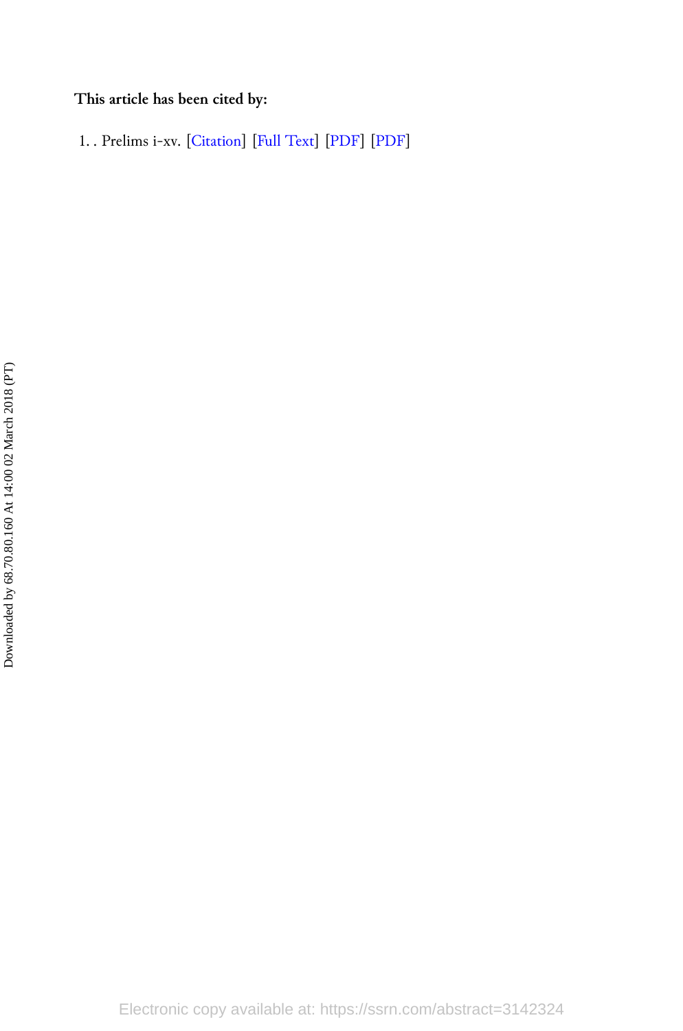**This article has been cited by:**

1. . Prelims i-xv. [Citation] [Full Text] [PDF] [PDF]